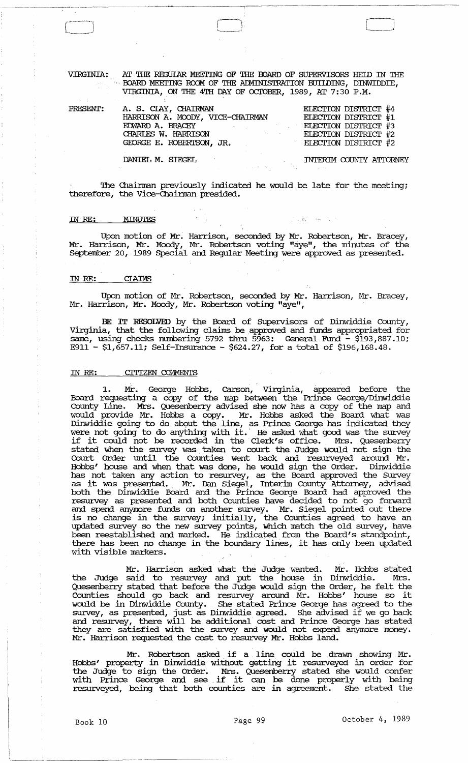VIRGINIA: AT THE REGULAR MEETING OF THE BOARD OF SUPERVISORS HELD IN THE BOARD MEETING ROOM OF THE ADMINISTRATION BUILDING, DINWIDDIE, VIRGINIA, ON THE 4TH DAY OF OCTOBER, 1989, AT 7:30 P.M.

| PRESENT: | | |
|---|---|---|
| | A. S. CLAY, CHAIRMAN | ELECTION DISTRICT #4 |
| | HARRISON A. MOODY, VICE-CHAIRMAN | ELECTION DISTRICT #1 |
| | EDWARD A. BRACEY | ELECTION DISTRICT #3 |
| | CHARLES W. HARRISON | ELECTION DISTRICT #2 |
| | GEORGE E. ROBERTSON, JR. | ELECTION DISTRICT #2 |
| | DANIEL M. SIEGEL | INTERIM COUNTY ATTORNEY |

The Chairman previously indicated he would be late for the meeting; therefore, the Vice-Chairman presided.

IN RE: MINUTES

Upon motion of Mr. Harrison, seconded by Mr. Robertson, Mr. Bracey, Mr. Harrison, Mr. Moody, Mr. Robertson voting "aye", the minutes of the September 20, 1989 Special and Regular Meeting were approved as presented.

IN RE: CLAIMS

Upon motion of Mr. Robertson, seconded by Mr. Harrison, Mr. Bracey, Mr. Harrison, Mr. Moody, Mr. Robertson voting "aye",

**BE IT RESOLVED** by the Board of Supervisors of Dinwiddie County, Virginia, that the following claims be approved and funds appropriated for same, using checks numbering 5792 thru 5963: General Fund - $193,887.10; E911 - $1,657.11; Self-Insurance - $624.27, for a total of $196,168.48.

IN RE: CITIZEN COMMENTS

1. Mr. George Hobbs, Carson, Virginia, appeared before the Board requesting a copy of the map between the Prince George/Dinwiddie County Line. Mrs. Quesenberry advised she now has a copy of the map and would provide Mr. Hobbs a copy. Mr. Hobbs asked the Board what was Dinwiddie going to do about the line, as Prince George has indicated they were not going to do anything with it. He asked what good was the survey if it could not be recorded in the Clerk's office. Mrs. Quesenberry stated when the survey was taken to court the Judge would not sign the Court Order until the Counties went back and resurveyed around Mr. Hobbs' house and when that was done, he would sign the Order. Dinwiddie has not taken any action to resurvey, as the Board approved the survey as it was presented. Mr. Dan Siegel, Interim County Attorney, advised both the Dinwiddie Board and the Prince George Board had approved the resurvey as presented and both Counties have decided to not go forward and spend anymore funds on another survey. Mr. Siegel pointed out there is no change in the survey; initially, the Counties agreed to have an updated survey so the new survey points, which match the old survey, have been reestablished and marked. He indicated from the Board's standpoint, there has been no change in the boundary lines, it has only been updated with visible markers.

Mr. Harrison asked what the Judge wanted. Mr. Hobbs stated the Judge said to resurvey and put the house in Dinwiddie. Mrs. Quesenberry stated that before the Judge would sign the Order, he felt the Counties should go back and resurvey around Mr. Hobbs' house so it would be in Dinwiddie County. She stated Prince George has agreed to the survey, as presented, just as Dinwiddie agreed. She advised if we go back and resurvey, there will be additional cost and Prince George has stated they are satisfied with the survey and would not expend anymore money. Mr. Harrison requested the cost to resurvey Mr. Hobbs land.

Mr. Robertson asked if a line could be drawn showing Mr. Hobbs' property in Dinwiddie without getting it resurveyed in order for the Judge to sign the Order. Mrs. Quesenberry stated she would confer with Prince George and see if it can be done properly with being resurveyed, being that both counties are in agreement. She stated the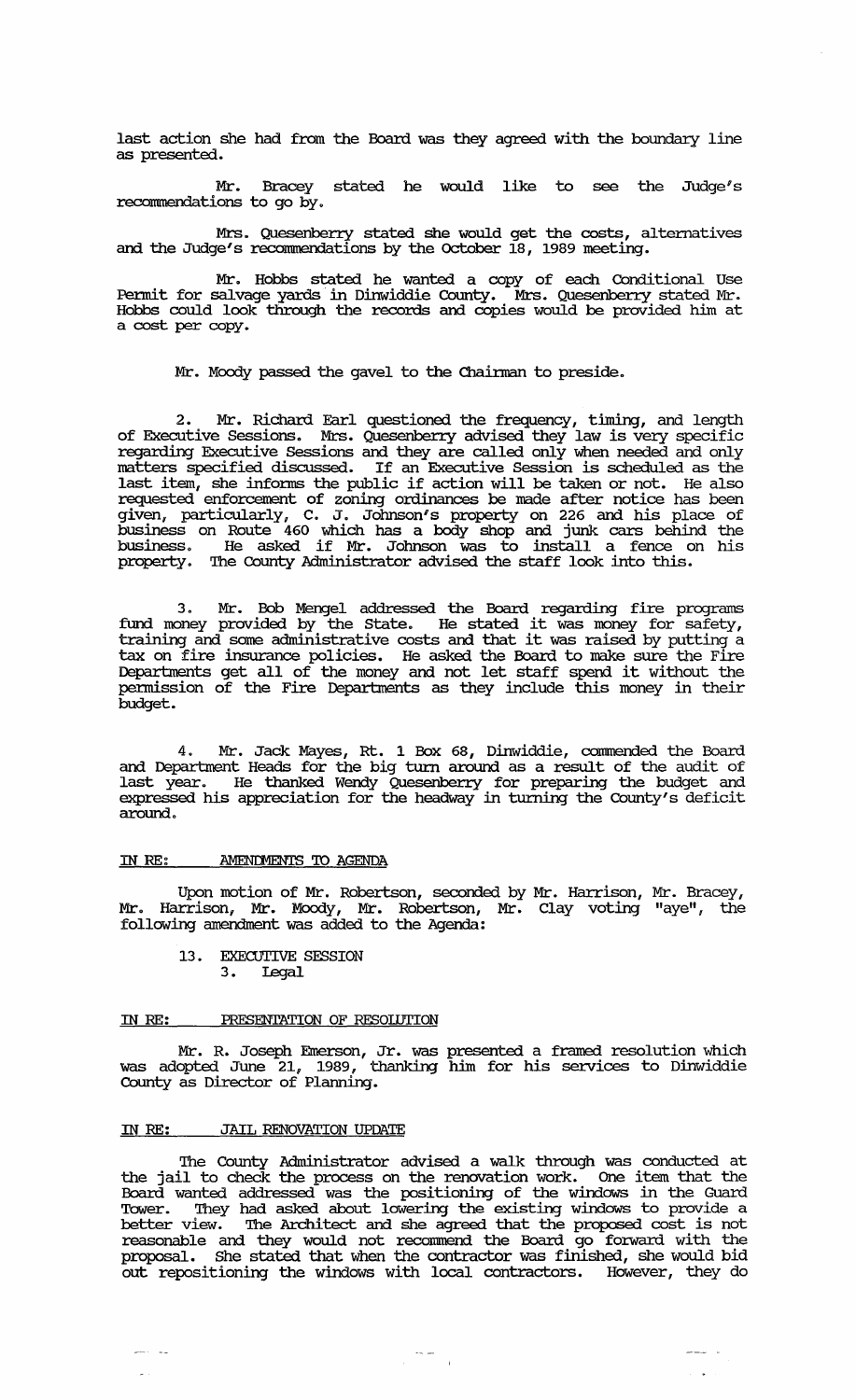last action she had from the Board was they agreed with the boundary line as presented.

Mr. Bracey stated he would like to see the Judge's recommendations to go by.

Mrs. Quesenberry stated she would get the costs, alternatives and the Judge's recommendations by the October 18, 1989 meeting.

Mr. Hobbs stated he wanted a copy of each Conditional Use Permit for salvage yards in Dinwiddie County. Mrs. Quesenberry stated Mr. Hobbs could look through the records and copies would be provided him at a cost per copy.

Mr. Moody passed the gavel to the Chairman to preside.

2. Mr. Richard Earl questioned the frequency, timing, and length of Executive Sessions. Mrs. Quesenberry advised they law is very specific regarding Executive Sessions and they are called only when needed and only matters specified discussed. If an Executive Session is scheduled as the last item, she informs the public if action will be taken or not. He also requested enforcement of zoning ordinances be made after notice has been given, particularly, C. J. Johnson's property on 226 and his place of business on Route 460 which has a body shop and junk cars behind the business. He asked if Mr. Johnson was to install a fence on his property. The County Administrator advised the staff look into this.

3. Mr. Bob Mengel addressed the Board regarding fire programs fund money provided by the State. He stated it was money for safety, training and some administrative costs and that it was raised by putting a tax on fire insurance policies. He asked the Board to make sure the Fire Departments get all of the money and not let staff spend it without the permission of the Fire Departments as they include this money in their budget.

4. Mr. Jack Mayes, Rt. 1 Box 68, Dinwiddie, commended the Board and Department Heads for the big turn around as a result of the audit of last year. He thanked Wendy Quesenberry for preparing the budget and expressed his appreciation for the headway in turning the County's deficit around.

IN RE: AMENDMENTS TO AGENDA

Upon motion of Mr. Robertson, seconded by Mr. Harrison, Mr. Bracey, Mr. Harrison, Mr. Moody, Mr. Robertson, Mr. Clay voting "aye", the following amendment was added to the Agenda:

13. EXECUTIVE SESSION
    3. Legal

IN RE: PRESENTATION OF RESOLUTION

Mr. R. Joseph Emerson, Jr. was presented a framed resolution which was adopted June 21, 1989, thanking him for his services to Dinwiddie County as Director of Planning.

IN RE: JAIL RENOVATION UPDATE

The County Administrator advised a walk through was conducted at the jail to check the process on the renovation work. One item that the Board wanted addressed was the positioning of the windows in the Guard Tower. They had asked about lowering the existing windows to provide a better view. The Architect and she agreed that the proposed cost is not reasonable and they would not recommend the Board go forward with the proposal. She stated that when the contractor was finished, she would bid out repositioning the windows with local contractors. However, they do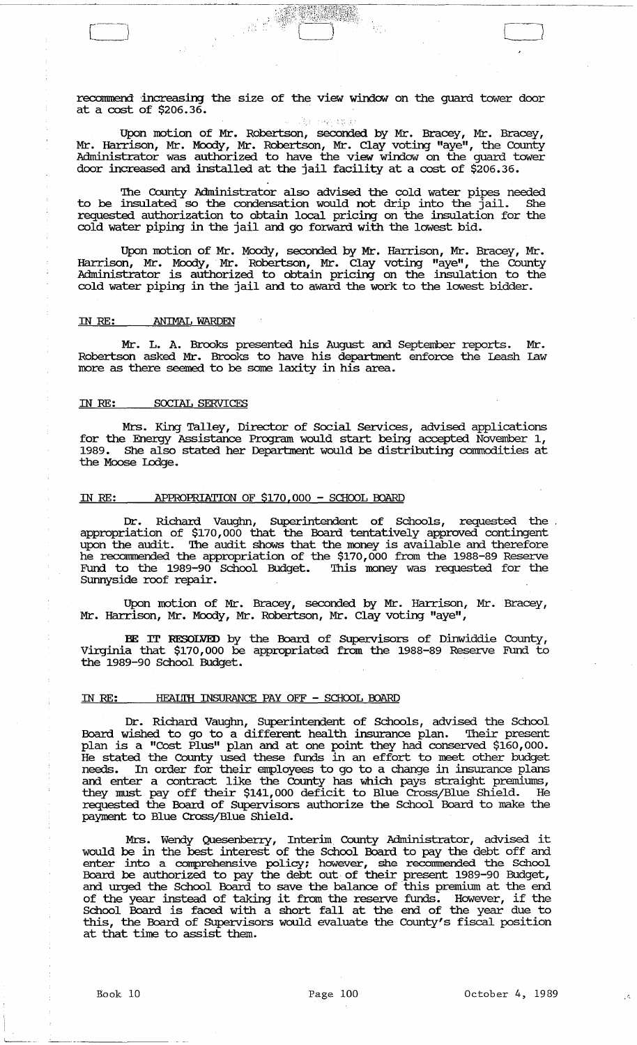recommend increasing the size of the view window on the guard tower door at a cost of $206.36.

Upon motion of Mr. Robertson, seconded by Mr. Bracey, Mr. Bracey, Mr. Harrison, Mr. Moody, Mr. Robertson, Mr. Clay voting "aye", the County Administrator was authorized to have the view window on the guard tower door increased and installed at the jail facility at a cost of $206.36.

The County Administrator also advised the cold water pipes needed to be insulated so the condensation would not drip into the jail. She requested authorization to obtain local pricing on the insulation for the cold water piping in the jail and go forward with the lowest bid.

Upon motion of Mr. Moody, seconded by Mr. Harrison, Mr. Bracey, Mr. Harrison, Mr. Moody, Mr. Robertson, Mr. Clay voting "aye", the County Administrator is authorized to obtain pricing on the insulation to the cold water piping in the jail and to award the work to the lowest bidder.

IN RE: ANIMAL WARDEN

Mr. L. A. Brooks presented his August and September reports. Mr. Robertson asked Mr. Brooks to have his department enforce the Leash Law more as there seemed to be some laxity in his area.

IN RE: SOCIAL SERVICES

Mrs. King Talley, Director of Social Services, advised applications for the Energy Assistance Program would start being accepted November 1, 1989. She also stated her Department would be distributing commodities at the Moose Lodge.

IN RE: APPROPRIATION OF $170,000 - SCHOOL BOARD

Dr. Richard Vaughn, Superintendent of Schools, requested the appropriation of $170,000 that the Board tentatively approved contingent upon the audit. The audit shows that the money is available and therefore he recommended the appropriation of the $170,000 from the 1988-89 Reserve Fund to the 1989-90 School Budget. This money was requested for the Sunnyside roof repair.

Upon motion of Mr. Bracey, seconded by Mr. Harrison, Mr. Bracey, Mr. Harrison, Mr. Moody, Mr. Robertson, Mr. Clay voting "aye",

**BE IT RESOLVED** by the Board of Supervisors of Dinwiddie County, Virginia that $170,000 be appropriated from the 1988-89 Reserve Fund to the 1989-90 School Budget.

IN RE: HEALTH INSURANCE PAY OFF - SCHOOL BOARD

Dr. Richard Vaughn, Superintendent of Schools, advised the School Board wished to go to a different health insurance plan. Their present plan is a "Cost Plus" plan and at one point they had conserved $160,000. He stated the County used these funds in an effort to meet other budget needs. In order for their employees to go to a change in insurance plans and enter a contract like the County has which pays straight premiums, they must pay off their $141,000 deficit to Blue Cross/Blue Shield. He requested the Board of Supervisors authorize the School Board to make the payment to Blue Cross/Blue Shield.

Mrs. Wendy Quesenberry, Interim County Administrator, advised it would be in the best interest of the School Board to pay the debt off and enter into a comprehensive policy; however, she recommended the School Board be authorized to pay the debt out of their present 1989-90 Budget, and urged the School Board to save the balance of this premium at the end of the year instead of taking it from the reserve funds. However, if the School Board is faced with a short fall at the end of the year due to this, the Board of Supervisors would evaluate the County's fiscal position at that time to assist them.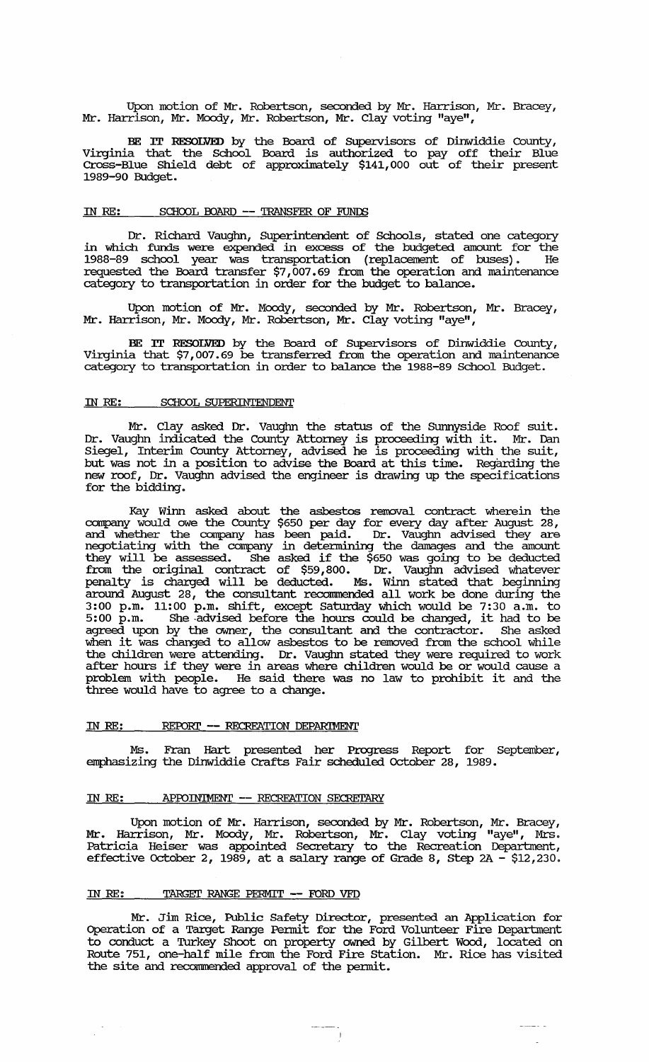Upon motion of Mr. Robertson, seconded by Mr. Harrison, Mr. Bracey, Mr. Harrison, Mr. Moody, Mr. Robertson, Mr. Clay voting "aye",

**BE IT RESOLVED** by the Board of Supervisors of Dinwiddie County, Virginia that the School Board is authorized to pay off their Blue Cross-Blue Shield debt of approximately $141,000 out of their present 1989-90 Budget.

IN RE: SCHOOL BOARD -- TRANSFER OF FUNDS

Dr. Richard Vaughn, Superintendent of Schools, stated one category in which funds were expended in excess of the budgeted amount for the 1988-89 school year was transportation (replacement of buses). He requested the Board transfer $7,007.69 from the operation and maintenance category to transportation in order for the budget to balance.

Upon motion of Mr. Moody, seconded by Mr. Robertson, Mr. Bracey, Mr. Harrison, Mr. Moody, Mr. Robertson, Mr. Clay voting "aye",

**BE IT RESOLVED** by the Board of Supervisors of Dinwiddie County, Virginia that $7,007.69 be transferred from the operation and maintenance category to transportation in order to balance the 1988-89 School Budget.

IN RE: SCHOOL SUPERINTENDENT

Mr. Clay asked Dr. Vaughn the status of the Sunnyside Roof suit. Dr. Vaughn indicated the County Attorney is proceeding with it. Mr. Dan Siegel, Interim County Attorney, advised he is proceeding with the suit, but was not in a position to advise the Board at this time. Regarding the new roof, Dr. Vaughn advised the engineer is drawing up the specifications for the bidding.

Kay Winn asked about the asbestos removal contract wherein the company would owe the County $650 per day for every day after August 28, and whether the company has been paid. Dr. Vaughn advised they are negotiating with the company in determining the damages and the amount they will be assessed. She asked if the $650 was going to be deducted from the original contract of $59,800. Dr. Vaughn advised whatever penalty is charged will be deducted. Ms. Winn stated that beginning around August 28, the consultant recommended all work be done during the 3:00 p.m. 11:00 p.m. shift, except Saturday which would be 7:30 a.m. to 5:00 p.m. She advised before the hours could be changed, it had to be agreed upon by the owner, the consultant and the contractor. She asked when it was changed to allow asbestos to be removed from the school while the children were attending. Dr. Vaughn stated they were required to work after hours if they were in areas where children would be or would cause a problem with people. He said there was no law to prohibit it and the three would have to agree to a change.

IN RE: REPORT -- RECREATION DEPARTMENT

Ms. Fran Hart presented her Progress Report for September, emphasizing the Dinwiddie Crafts Fair scheduled October 28, 1989.

IN RE: APPOINTMENT -- RECREATION SECRETARY

Upon motion of Mr. Harrison, seconded by Mr. Robertson, Mr. Bracey, Mr. Harrison, Mr. Moody, Mr. Robertson, Mr. Clay voting "aye", Mrs. Patricia Heiser was appointed Secretary to the Recreation Department, effective October 2, 1989, at a salary range of Grade 8, Step 2A - $12,230.

IN RE: TARGET RANGE PERMIT -- FORD VFD

Mr. Jim Rice, Public Safety Director, presented an Application for Operation of a Target Range Permit for the Ford Volunteer Fire Department to conduct a Turkey Shoot on property owned by Gilbert Wood, located on Route 751, one-half mile from the Ford Fire Station. Mr. Rice has visited the site and recommended approval of the permit.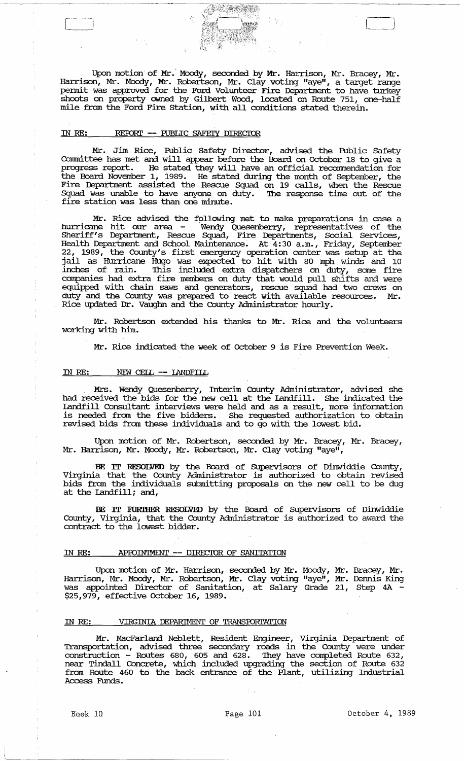Upon motion of Mr. Moody, seconded by Mr. Harrison, Mr. Bracey, Mr. Harrison, Mr. Moody, Mr. Robertson, Mr. Clay voting "aye", a target range permit was approved for the Ford Volunteer Fire Department to have turkey shoots on property owned by Gilbert Wood, located on Route 751, one-half mile from the Ford Fire Station, with all conditions stated therein.

IN RE: REPORT -- PUBLIC SAFETY DIRECTOR

Mr. Jim Rice, Public Safety Director, advised the Public Safety Committee has met and will appear before the Board on October 18 to give a progress report. He stated they will have an official recommendation for the Board November 1, 1989. He stated during the month of September, the Fire Department assisted the Rescue Squad on 19 calls, when the Rescue Squad was unable to have anyone on duty. The response time out of the fire station was less than one minute.

Mr. Rice advised the following met to make preparations in case a hurricane hit our area - Wendy Quesenberry, representatives of the Sheriff's Department, Rescue Squad, Fire Departments, Social Services, Health Department and School Maintenance. At 4:30 a.m., Friday, September 22, 1989, the County's first emergency operation center was setup at the jail as Hurricane Hugo was expected to hit with 80 mph winds and 10 inches of rain. This included extra dispatchers on duty, some fire companies had extra fire members on duty that would pull shifts and were equipped with chain saws and generators, rescue squad had two crews on duty and the County was prepared to react with available resources. Mr. Rice updated Dr. Vaughn and the County Administrator hourly.

Mr. Robertson extended his thanks to Mr. Rice and the volunteers working with him.

Mr. Rice indicated the week of October 9 is Fire Prevention Week.

IN RE: NEW CELL -- LANDFILL

Mrs. Wendy Quesenberry, Interim County Administrator, advised she had received the bids for the new cell at the Landfill. She indicated the Landfill Consultant interviews were held and as a result, more information is needed from the five bidders. She requested authorization to obtain revised bids from these individuals and to go with the lowest bid.

Upon motion of Mr. Robertson, seconded by Mr. Bracey, Mr. Bracey, Mr. Harrison, Mr. Moody, Mr. Robertson, Mr. Clay voting "aye",

**BE IT RESOLVED** by the Board of Supervisors of Dinwiddie County, Virginia that the County Administrator is authorized to obtain revised bids from the individuals submitting proposals on the new cell to be dug at the Landfill; and,

**BE IT FURTHER RESOLVED** by the Board of Supervisors of Dinwiddie County, Virginia, that the County Administrator is authorized to award the contract to the lowest bidder.

IN RE: APPOINTMENT -- DIRECTOR OF SANITATION

Upon motion of Mr. Harrison, seconded by Mr. Moody, Mr. Bracey, Mr. Harrison, Mr. Moody, Mr. Robertson, Mr. Clay voting "aye", Mr. Dennis King was appointed Director of Sanitation, at Salary Grade 21, Step 4A - $25,979, effective October 16, 1989.

IN RE: VIRGINIA DEPARTMENT OF TRANSPORTATION

Mr. MacFarland Neblett, Resident Engineer, Virginia Department of Transportation, advised three secondary roads in the County were under construction - Routes 680, 605 and 628. They have completed Route 632, near Tindall Concrete, which included upgrading the section of Route 632 from Route 460 to the back entrance of the Plant, utilizing Industrial Access Funds.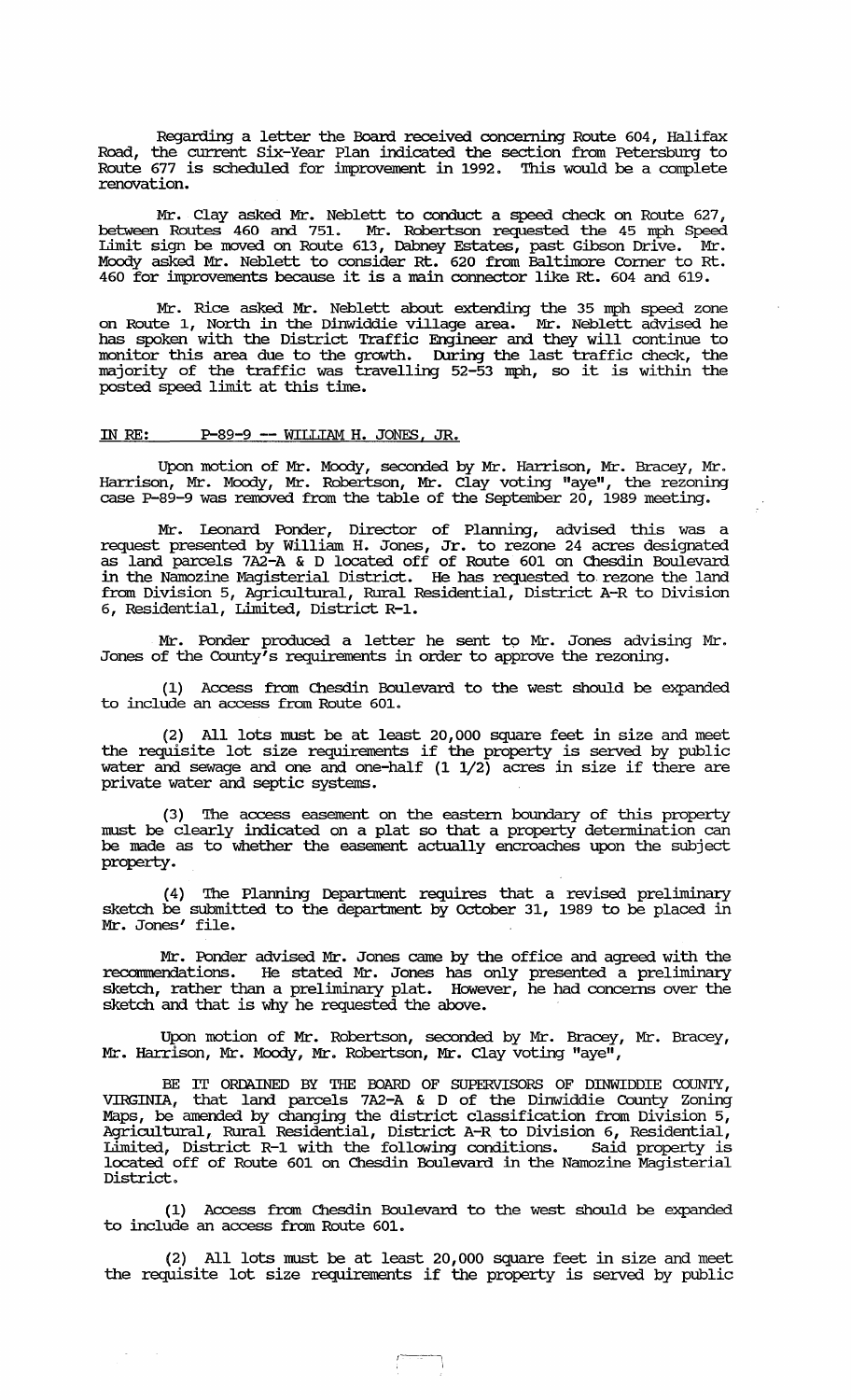Regarding a letter the Board received concerning Route 604, Halifax Road, the current Six-Year Plan indicated the section from Petersburg to Route 677 is scheduled for improvement in 1992. This would be a complete renovation.

Mr. Clay asked Mr. Neblett to conduct a speed check on Route 627, between Routes 460 and 751. Mr. Robertson requested the 45 mph Speed Limit sign be moved on Route 613, Dabney Estates, past Gibson Drive. Mr. Moody asked Mr. Neblett to consider Rt. 620 from Baltimore Corner to Rt. 460 for improvements because it is a main connector like Rt. 604 and 619.

Mr. Rice asked Mr. Neblett about extending the 35 mph speed zone on Route 1, North in the Dinwiddie village area. Mr. Neblett advised he has spoken with the District Traffic Engineer and they will continue to monitor this area due to the growth. During the last traffic check, the majority of the traffic was travelling 52-53 mph, so it is within the posted speed limit at this time.

IN RE: P-89-9 -- WILLIAM H. JONES, JR.

Upon motion of Mr. Moody, seconded by Mr. Harrison, Mr. Bracey, Mr. Harrison, Mr. Moody, Mr. Robertson, Mr. Clay voting "aye", the rezoning case P-89-9 was removed from the table of the September 20, 1989 meeting.

Mr. Leonard Ponder, Director of Planning, advised this was a request presented by William H. Jones, Jr. to rezone 24 acres designated as land parcels 7A2-A & D located off of Route 601 on Chesdin Boulevard in the Namozine Magisterial District. He has requested to rezone the land from Division 5, Agricultural, Rural Residential, District A-R to Division 6, Residential, Limited, District R-1.

Mr. Ponder produced a letter he sent to Mr. Jones advising Mr. Jones of the County's requirements in order to approve the rezoning.

(1) Access from Chesdin Boulevard to the west should be expanded to include an access from Route 601.

(2) All lots must be at least 20,000 square feet in size and meet the requisite lot size requirements if the property is served by public water and sewage and one and one-half (1 1/2) acres in size if there are private water and septic systems.

(3) The access easement on the eastern boundary of this property must be clearly indicated on a plat so that a property determination can be made as to whether the easement actually encroaches upon the subject property.

(4) The Planning Department requires that a revised preliminary sketch be submitted to the department by October 31, 1989 to be placed in Mr. Jones' file.

Mr. Ponder advised Mr. Jones came by the office and agreed with the recommendations. He stated Mr. Jones has only presented a preliminary sketch, rather than a preliminary plat. However, he had concerns over the sketch and that is why he requested the above.

Upon motion of Mr. Robertson, seconded by Mr. Bracey, Mr. Bracey, Mr. Harrison, Mr. Moody, Mr. Robertson, Mr. Clay voting "aye",

BE IT ORDAINED BY THE BOARD OF SUPERVISORS OF DINWIDDIE COUNTY, VIRGINIA, that land parcels 7A2-A & D of the Dinwiddie County Zoning Maps, be amended by changing the district classification from Division 5, Agricultural, Rural Residential, District A-R to Division 6, Residential, Limited, District R-1 with the following conditions. Said property is located off of Route 601 on Chesdin Boulevard in the Namozine Magisterial District.

(1) Access from Chesdin Boulevard to the west should be expanded to include an access from Route 601.

(2) All lots must be at least 20,000 square feet in size and meet the requisite lot size requirements if the property is served by public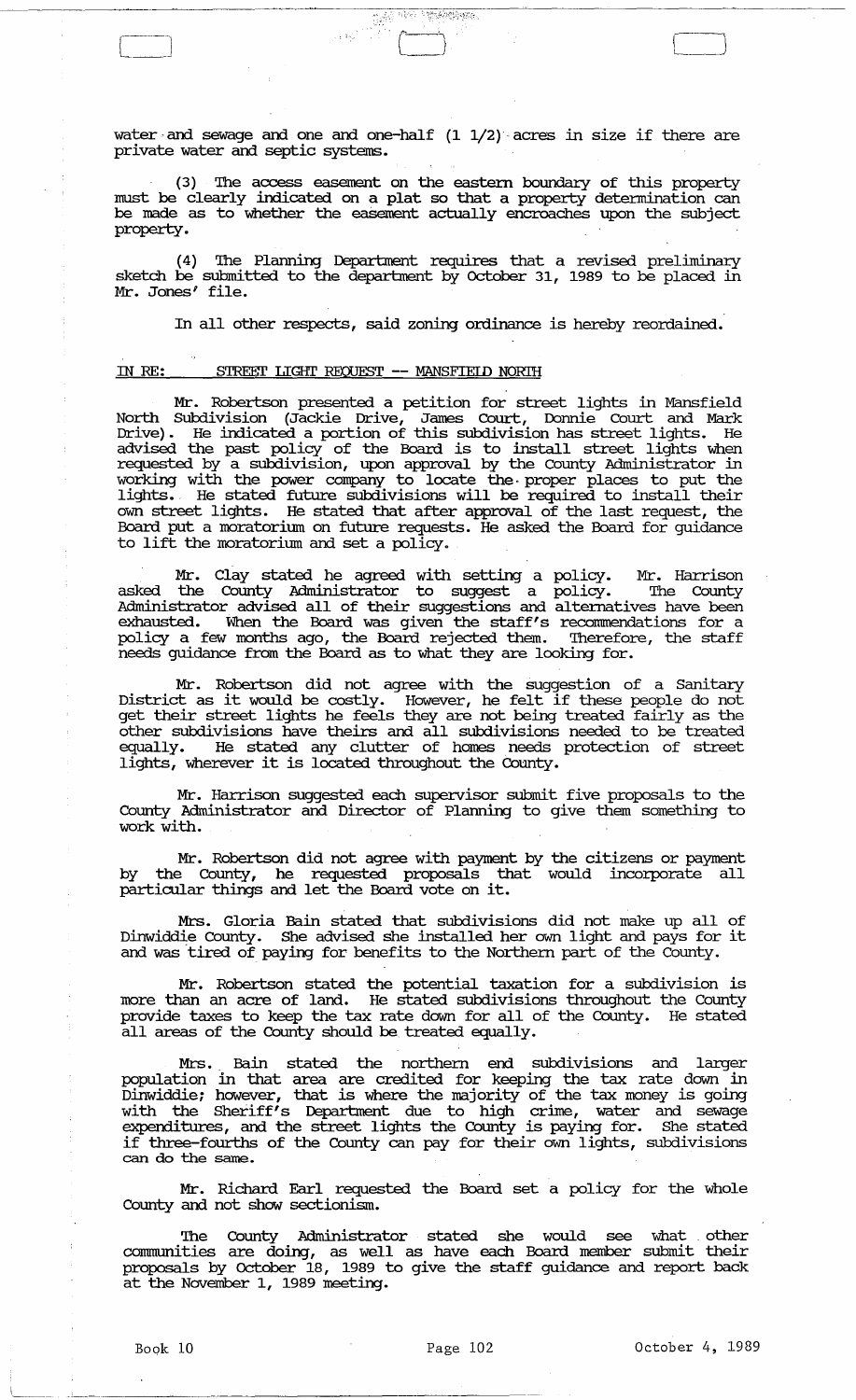water and sewage and one and one-half (1 1/2) acres in size if there are private water and septic systems.

(3) The access easement on the eastern boundary of this property must be clearly indicated on a plat so that a property determination can be made as to whether the easement actually encroaches upon the subject property.

(4) The Planning Department requires that a revised preliminary sketch be submitted to the department by October 31, 1989 to be placed in Mr. Jones' file.

In all other respects, said zoning ordinance is hereby reordained.

IN RE: STREET LIGHT REQUEST -- MANSFIELD NORTH

Mr. Robertson presented a petition for street lights in Mansfield North Subdivision (Jackie Drive, James Court, Donnie Court and Mark Drive). He indicated a portion of this subdivision has street lights. He advised the past policy of the Board is to install street lights when requested by a subdivision, upon approval by the County Administrator in working with the power company to locate the proper places to put the lights. He stated future subdivisions will be required to install their own street lights. He stated that after approval of the last request, the Board put a moratorium on future requests. He asked the Board for guidance to lift the moratorium and set a policy.

Mr. Clay stated he agreed with setting a policy. Mr. Harrison asked the County Administrator to suggest a policy. The County Administrator advised all of their suggestions and alternatives have been exhausted. When the Board was given the staff's recommendations for a policy a few months ago, the Board rejected them. Therefore, the staff needs guidance from the Board as to what they are looking for.

Mr. Robertson did not agree with the suggestion of a Sanitary District as it would be costly. However, he felt if these people do not get their street lights he feels they are not being treated fairly as the other subdivisions have theirs and all subdivisions needed to be treated equally. He stated any clutter of homes needs protection of street lights, wherever it is located throughout the County.

Mr. Harrison suggested each supervisor submit five proposals to the County Administrator and Director of Planning to give them something to work with.

Mr. Robertson did not agree with payment by the citizens or payment by the County, he requested proposals that would incorporate all particular things and let the Board vote on it.

Mrs. Gloria Bain stated that subdivisions did not make up all of Dinwiddie County. She advised she installed her own light and pays for it and was tired of paying for benefits to the Northern part of the County.

Mr. Robertson stated the potential taxation for a subdivision is more than an acre of land. He stated subdivisions throughout the County provide taxes to keep the tax rate down for all of the County. He stated all areas of the County should be treated equally.

Mrs. Bain stated the northern end subdivisions and larger population in that area are credited for keeping the tax rate down in Dinwiddie; however, that is where the majority of the tax money is going with the Sheriff's Department due to high crime, water and sewage expenditures, and the street lights the County is paying for. She stated if three-fourths of the County can pay for their own lights, subdivisions can do the same.

Mr. Richard Earl requested the Board set a policy for the whole County and not show sectionism.

The County Administrator stated she would see what other communities are doing, as well as have each Board member submit their proposals by October 18, 1989 to give the staff guidance and report back at the November 1, 1989 meeting.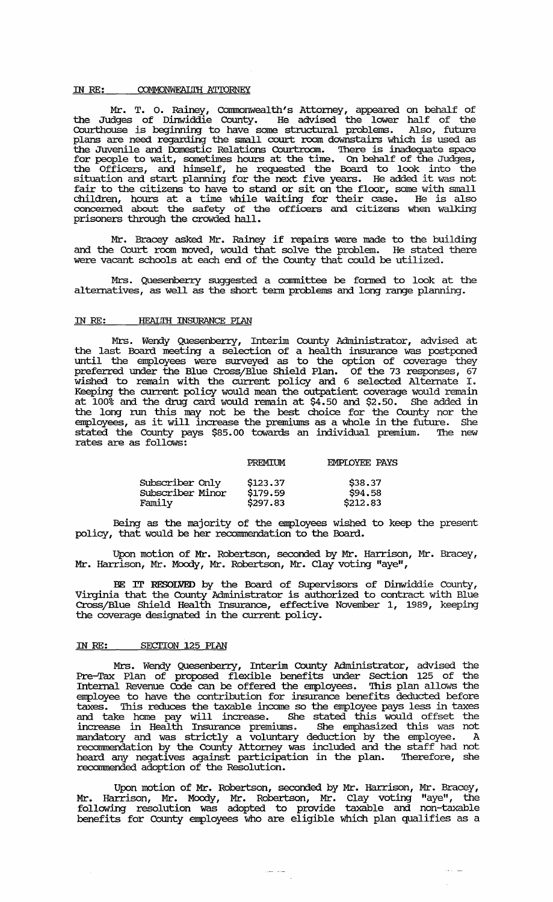IN RE: COMMONWEALTH ATTORNEY

Mr. T. O. Rainey, Commonwealth's Attorney, appeared on behalf of the Judges of Dinwiddie County. He advised the lower half of the Courthouse is beginning to have some structural problems. Also, future plans are need regarding the small court room downstairs which is used as the Juvenile and Domestic Relations Courtroom. There is inadequate space for people to wait, sometimes hours at the time. On behalf of the Judges, the Officers, and himself, he requested the Board to look into the situation and start planning for the next five years. He added it was not fair to the citizens to have to stand or sit on the floor, some with small children, hours at a time while waiting for their case. He is also concerned about the safety of the officers and citizens when walking prisoners through the crowded hall.

Mr. Bracey asked Mr. Rainey if repairs were made to the building and the Court room moved, would that solve the problem. He stated there were vacant schools at each end of the County that could be utilized.

Mrs. Quesenberry suggested a committee be formed to look at the alternatives, as well as the short term problems and long range planning.

IN RE: HEALTH INSURANCE PLAN

Mrs. Wendy Quesenberry, Interim County Administrator, advised at the last Board meeting a selection of a health insurance was postponed until the employees were surveyed as to the option of coverage they preferred under the Blue Cross/Blue Shield Plan. Of the 73 responses, 67 wished to remain with the current policy and 6 selected Alternate I. Keeping the current policy would mean the outpatient coverage would remain at 100% and the drug card would remain at $4.50 and $2.50. She added in the long run this may not be the best choice for the County nor the employees, as it will increase the premiums as a whole in the future. She stated the County pays $85.00 towards an individual premium. The new rates are as follows:

| | PREMIUM | EMPLOYEE PAYS |
|---|---|---|
| Subscriber Only | $123.37 | $38.37 |
| Subscriber Minor | $179.59 | $94.58 |
| Family | $297.83 | $212.83 |

Being as the majority of the employees wished to keep the present policy, that would be her recommendation to the Board.

Upon motion of Mr. Robertson, seconded by Mr. Harrison, Mr. Bracey, Mr. Harrison, Mr. Moody, Mr. Robertson, Mr. Clay voting "aye",

**BE IT RESOLVED** by the Board of Supervisors of Dinwiddie County, Virginia that the County Administrator is authorized to contract with Blue Cross/Blue Shield Health Insurance, effective November 1, 1989, keeping the coverage designated in the current policy.

IN RE: SECTION 125 PLAN

Mrs. Wendy Quesenberry, Interim County Administrator, advised the Pre-Tax Plan of proposed flexible benefits under Section 125 of the Internal Revenue Code can be offered the employees. This plan allows the employee to have the contribution for insurance benefits deducted before taxes. This reduces the taxable income so the employee pays less in taxes and take home pay will increase. She stated this would offset the increase in Health Insurance premiums. She emphasized this was not mandatory and was strictly a voluntary deduction by the employee. A recommendation by the County Attorney was included and the staff had not heard any negatives against participation in the plan. Therefore, she recommended adoption of the Resolution.

Upon motion of Mr. Robertson, seconded by Mr. Harrison, Mr. Bracey, Mr. Harrison, Mr. Moody, Mr. Robertson, Mr. Clay voting "aye", the following resolution was adopted to provide taxable and non-taxable benefits for County employees who are eligible which plan qualifies as a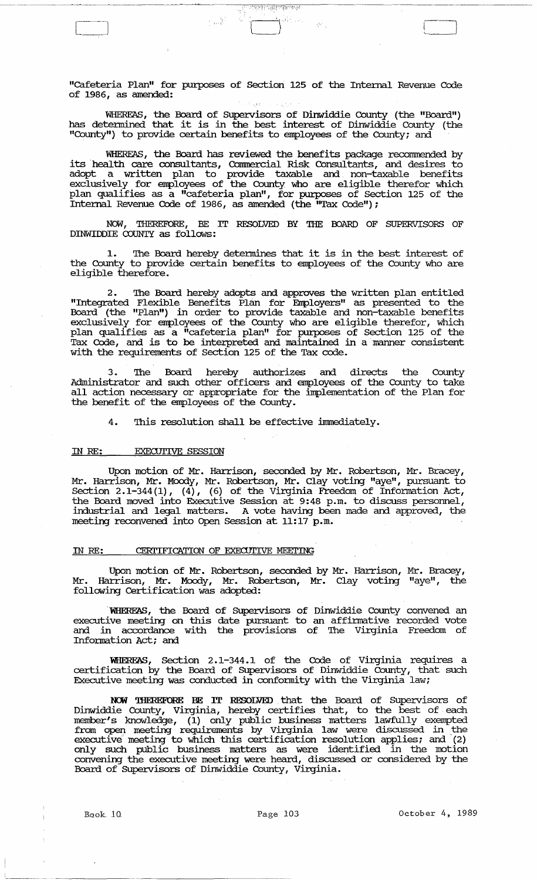"Cafeteria Plan" for purposes of Section 125 of the Internal Revenue Code of 1986, as amended:

WHEREAS, the Board of Supervisors of Dinwiddie County (the "Board") has determined that it is in the best interest of Dinwiddie County (the "County") to provide certain benefits to employees of the County; and

WHEREAS, the Board has reviewed the benefits package recommended by its health care consultants, Commercial Risk Consultants, and desires to adopt a written plan to provide taxable and non-taxable benefits exclusively for employees of the County who are eligible therefor which plan qualifies as a "cafeteria plan", for purposes of Section 125 of the Internal Revenue Code of 1986, as amended (the "Tax Code");

NOW, THEREFORE, BE IT RESOLVED BY THE BOARD OF SUPERVISORS OF DINWIDDIE COUNTY as follows:

1. The Board hereby determines that it is in the best interest of the County to provide certain benefits to employees of the County who are eligible therefore.

2. The Board hereby adopts and approves the written plan entitled "Integrated Flexible Benefits Plan for Employers" as presented to the Board (the "Plan") in order to provide taxable and non-taxable benefits exclusively for employees of the County who are eligible therefor, which plan qualifies as a "cafeteria plan" for purposes of Section 125 of the Tax Code, and is to be interpreted and maintained in a manner consistent with the requirements of Section 125 of the Tax code.

3. The Board hereby authorizes and directs the County Administrator and such other officers and employees of the County to take all action necessary or appropriate for the implementation of the Plan for the benefit of the employees of the County.

4. This resolution shall be effective immediately.

IN RE: EXECUTIVE SESSION

Upon motion of Mr. Harrison, seconded by Mr. Robertson, Mr. Bracey, Mr. Harrison, Mr. Moody, Mr. Robertson, Mr. Clay voting "aye", pursuant to Section 2.1-344(1), (4), (6) of the Virginia Freedom of Information Act, the Board moved into Executive Session at 9:48 p.m. to discuss personnel, industrial and legal matters. A vote having been made and approved, the meeting reconvened into Open Session at 11:17 p.m.

IN RE: CERTIFICATION OF EXECUTIVE MEETING

Upon motion of Mr. Robertson, seconded by Mr. Harrison, Mr. Bracey, Mr. Harrison, Mr. Moody, Mr. Robertson, Mr. Clay voting "aye", the following Certification was adopted:

**WHEREAS**, the Board of Supervisors of Dinwiddie County convened an executive meeting on this date pursuant to an affirmative recorded vote and in accordance with the provisions of The Virginia Freedom of Information Act; and

**WHEREAS**, Section 2.1-344.1 of the Code of Virginia requires a certification by the Board of Supervisors of Dinwiddie County, that such Executive meeting was conducted in conformity with the Virginia law;

**NOW THEREFORE BE IT RESOLVED** that the Board of Supervisors of Dinwiddie County, Virginia, hereby certifies that, to the best of each member's knowledge, (1) only public business matters lawfully exempted from open meeting requirements by Virginia law were discussed in the executive meeting to which this certification resolution applies; and (2) only such public business matters as were identified in the motion convening the executive meeting were heard, discussed or considered by the Board of Supervisors of Dinwiddie County, Virginia.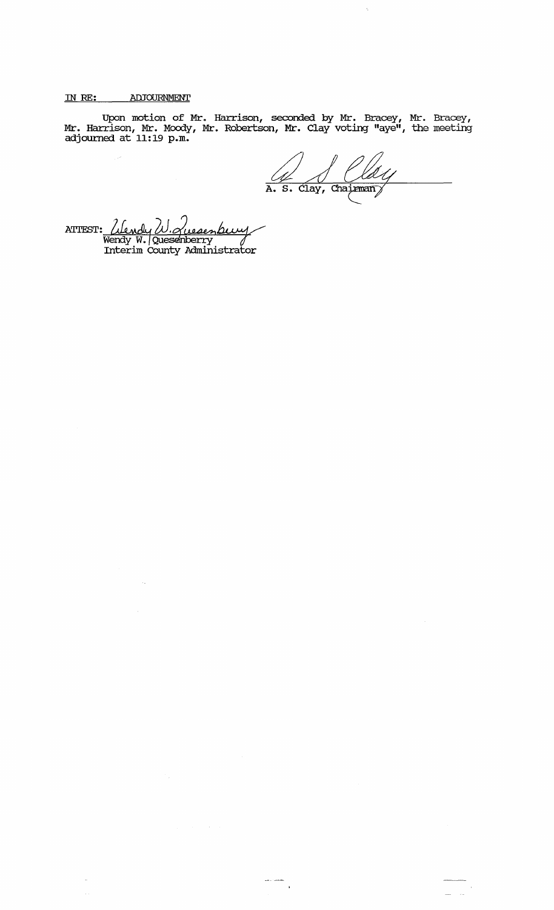IN RE: ADJOURNMENT

Upon motion of Mr. Harrison, seconded by Mr. Bracey, Mr. Bracey, Mr. Harrison, Mr. Moody, Mr. Robertson, Mr. Clay voting "aye", the meeting adjourned at 11:19 p.m.

A. S. Clay, Chairman

ATTEST: Wendy W. Quesenberry
Interim County Administrator